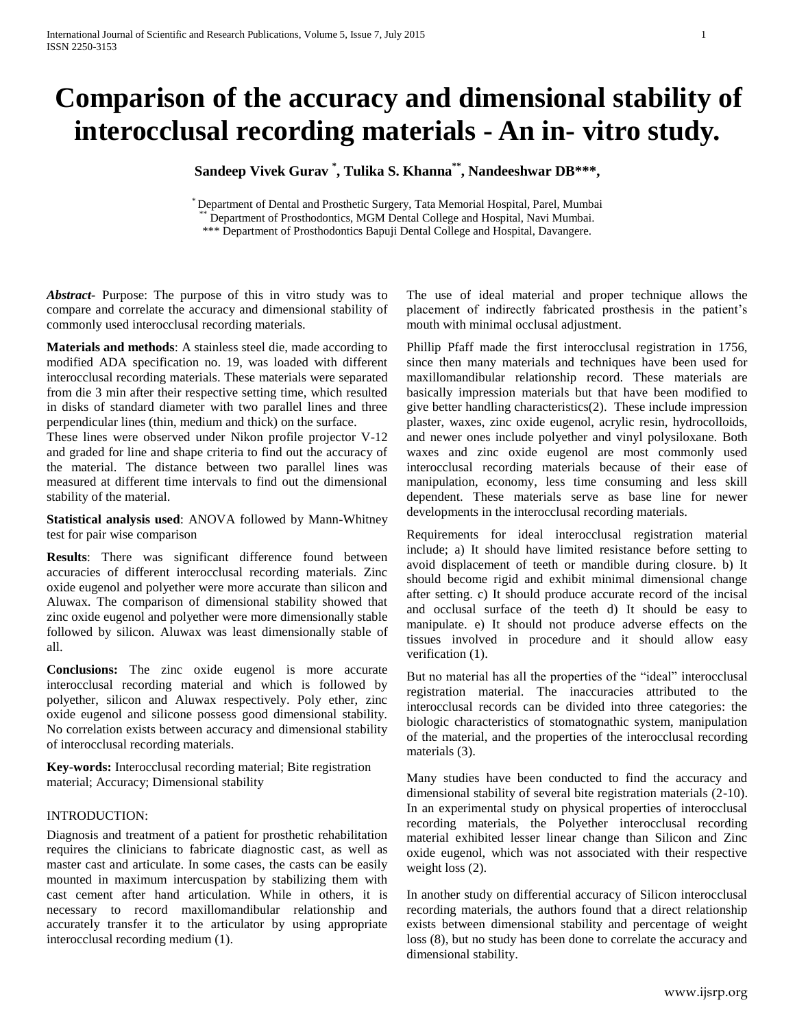# Comparison of the accuracy and dimensional stability of interocclusal recording materials - An in- vitro study.

**Sandeep Vivek Gurav [*], Tulika S. Khanna[**], Nandeeshwar DB[***],**

[*] Department of Dental and Prosthetic Surgery, Tata Memorial Hospital, Parel, Mumbai
[**] Department of Prosthodontics, MGM Dental College and Hospital, Navi Mumbai.
[***] Department of Prosthodontics Bapuji Dental College and Hospital, Davangere.

***Abstract***- Purpose: The purpose of this in vitro study was to compare and correlate the accuracy and dimensional stability of commonly used interocclusal recording materials.

**Materials and methods**: A stainless steel die, made according to modified ADA specification no. 19, was loaded with different interocclusal recording materials. These materials were separated from die 3 min after their respective setting time, which resulted in disks of standard diameter with two parallel lines and three perpendicular lines (thin, medium and thick) on the surface.
These lines were observed under Nikon profile projector V-12 and graded for line and shape criteria to find out the accuracy of the material. The distance between two parallel lines was measured at different time intervals to find out the dimensional stability of the material.

**Statistical analysis used**: ANOVA followed by Mann-Whitney test for pair wise comparison

**Results**: There was significant difference found between accuracies of different interocclusal recording materials. Zinc oxide eugenol and polyether were more accurate than silicon and Aluwax. The comparison of dimensional stability showed that zinc oxide eugenol and polyether were more dimensionally stable followed by silicon. Aluwax was least dimensionally stable of all.

**Conclusions:** The zinc oxide eugenol is more accurate interocclusal recording material and which is followed by polyether, silicon and Aluwax respectively. Poly ether, zinc oxide eugenol and silicone possess good dimensional stability. No correlation exists between accuracy and dimensional stability of interocclusal recording materials.

**Key-words:** Interocclusal recording material; Bite registration material; Accuracy; Dimensional stability

## INTRODUCTION:

Diagnosis and treatment of a patient for prosthetic rehabilitation requires the clinicians to fabricate diagnostic cast, as well as master cast and articulate. In some cases, the casts can be easily mounted in maximum intercuspation by stabilizing them with cast cement after hand articulation. While in others, it is necessary to record maxillomandibular relationship and accurately transfer it to the articulator by using appropriate interocclusal recording medium (1).

The use of ideal material and proper technique allows the placement of indirectly fabricated prosthesis in the patient's mouth with minimal occlusal adjustment.

Phillip Pfaff made the first interocclusal registration in 1756, since then many materials and techniques have been used for maxillomandibular relationship record. These materials are basically impression materials but that have been modified to give better handling characteristics(2). These include impression plaster, waxes, zinc oxide eugenol, acrylic resin, hydrocolloids, and newer ones include polyether and vinyl polysiloxane. Both waxes and zinc oxide eugenol are most commonly used interocclusal recording materials because of their ease of manipulation, economy, less time consuming and less skill dependent. These materials serve as base line for newer developments in the interocclusal recording materials.

Requirements for ideal interocclusal registration material include; a) It should have limited resistance before setting to avoid displacement of teeth or mandible during closure. b) It should become rigid and exhibit minimal dimensional change after setting. c) It should produce accurate record of the incisal and occlusal surface of the teeth d) It should be easy to manipulate. e) It should not produce adverse effects on the tissues involved in procedure and it should allow easy verification (1).

But no material has all the properties of the "ideal" interocclusal registration material. The inaccuracies attributed to the interocclusal records can be divided into three categories: the biologic characteristics of stomatognathic system, manipulation of the material, and the properties of the interocclusal recording materials (3).

Many studies have been conducted to find the accuracy and dimensional stability of several bite registration materials (2-10). In an experimental study on physical properties of interocclusal recording materials, the Polyether interocclusal recording material exhibited lesser linear change than Silicon and Zinc oxide eugenol, which was not associated with their respective weight loss (2).

In another study on differential accuracy of Silicon interocclusal recording materials, the authors found that a direct relationship exists between dimensional stability and percentage of weight loss (8), but no study has been done to correlate the accuracy and dimensional stability.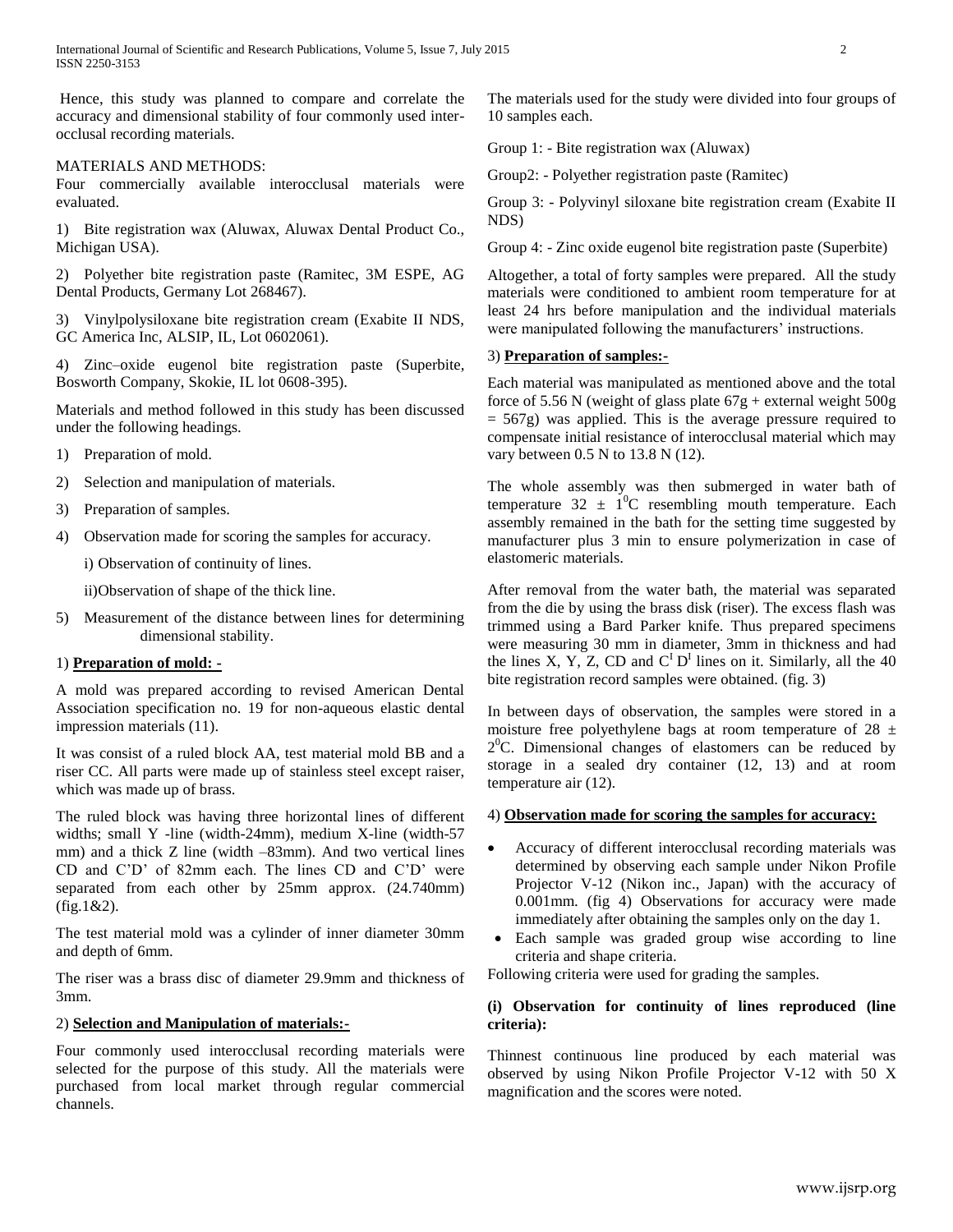Hence, this study was planned to compare and correlate the accuracy and dimensional stability of four commonly used inter-occlusal recording materials.

MATERIALS AND METHODS:

Four commercially available interocclusal materials were evaluated.

1) Bite registration wax (Aluwax, Aluwax Dental Product Co., Michigan USA).

2) Polyether bite registration paste (Ramitec, 3M ESPE, AG Dental Products, Germany Lot 268467).

3) Vinylpolysiloxane bite registration cream (Exabite II NDS, GC America Inc, ALSIP, IL, Lot 0602061).

4) Zinc–oxide eugenol bite registration paste (Superbite, Bosworth Company, Skokie, IL lot 0608-395).

Materials and method followed in this study has been discussed under the following headings.

1) Preparation of mold.
2) Selection and manipulation of materials.
3) Preparation of samples.
4) Observation made for scoring the samples for accuracy.
   i) Observation of continuity of lines.
   ii)Observation of shape of the thick line.
5) Measurement of the distance between lines for determining dimensional stability.

1) **Preparation of mold: -**

A mold was prepared according to revised American Dental Association specification no. 19 for non-aqueous elastic dental impression materials (11).

It was consist of a ruled block AA, test material mold BB and a riser CC. All parts were made up of stainless steel except raiser, which was made up of brass.

The ruled block was having three horizontal lines of different widths; small Y -line (width-24mm), medium X-line (width-57 mm) and a thick Z line (width –83mm). And two vertical lines CD and C'D' of 82mm each. The lines CD and C'D' were separated from each other by 25mm approx. (24.740mm) (fig.1&2).

The test material mold was a cylinder of inner diameter 30mm and depth of 6mm.

The riser was a brass disc of diameter 29.9mm and thickness of 3mm.

2) **Selection and Manipulation of materials:-**

Four commonly used interocclusal recording materials were selected for the purpose of this study. All the materials were purchased from local market through regular commercial channels.

The materials used for the study were divided into four groups of 10 samples each.

Group 1: - Bite registration wax (Aluwax)

Group2: - Polyether registration paste (Ramitec)

Group 3: - Polyvinyl siloxane bite registration cream (Exabite II NDS)

Group 4: - Zinc oxide eugenol bite registration paste (Superbite)

Altogether, a total of forty samples were prepared. All the study materials were conditioned to ambient room temperature for at least 24 hrs before manipulation and the individual materials were manipulated following the manufacturers' instructions.

3) **Preparation of samples:-**

Each material was manipulated as mentioned above and the total force of 5.56 N (weight of glass plate 67g + external weight 500g = 567g) was applied. This is the average pressure required to compensate initial resistance of interocclusal material which may vary between 0.5 N to 13.8 N (12).

The whole assembly was then submerged in water bath of temperature $32 \pm 1^0$C resembling mouth temperature. Each assembly remained in the bath for the setting time suggested by manufacturer plus 3 min to ensure polymerization in case of elastomeric materials.

After removal from the water bath, the material was separated from the die by using the brass disk (riser). The excess flash was trimmed using a Bard Parker knife. Thus prepared specimens were measuring 30 mm in diameter, 3mm in thickness and had the lines X, Y, Z, CD and $C^I D^I$ lines on it. Similarly, all the 40 bite registration record samples were obtained. (fig. 3)

In between days of observation, the samples were stored in a moisture free polyethylene bags at room temperature of $28 \pm 2^0$C. Dimensional changes of elastomers can be reduced by storage in a sealed dry container (12, 13) and at room temperature air (12).

4) **Observation made for scoring the samples for accuracy:**

- Accuracy of different interocclusal recording materials was determined by observing each sample under Nikon Profile Projector V-12 (Nikon inc., Japan) with the accuracy of 0.001mm. (fig 4) Observations for accuracy were made immediately after obtaining the samples only on the day 1.
- Each sample was graded group wise according to line criteria and shape criteria.

Following criteria were used for grading the samples.

**(i) Observation for continuity of lines reproduced (line criteria):**

Thinnest continuous line produced by each material was observed by using Nikon Profile Projector V-12 with 50 X magnification and the scores were noted.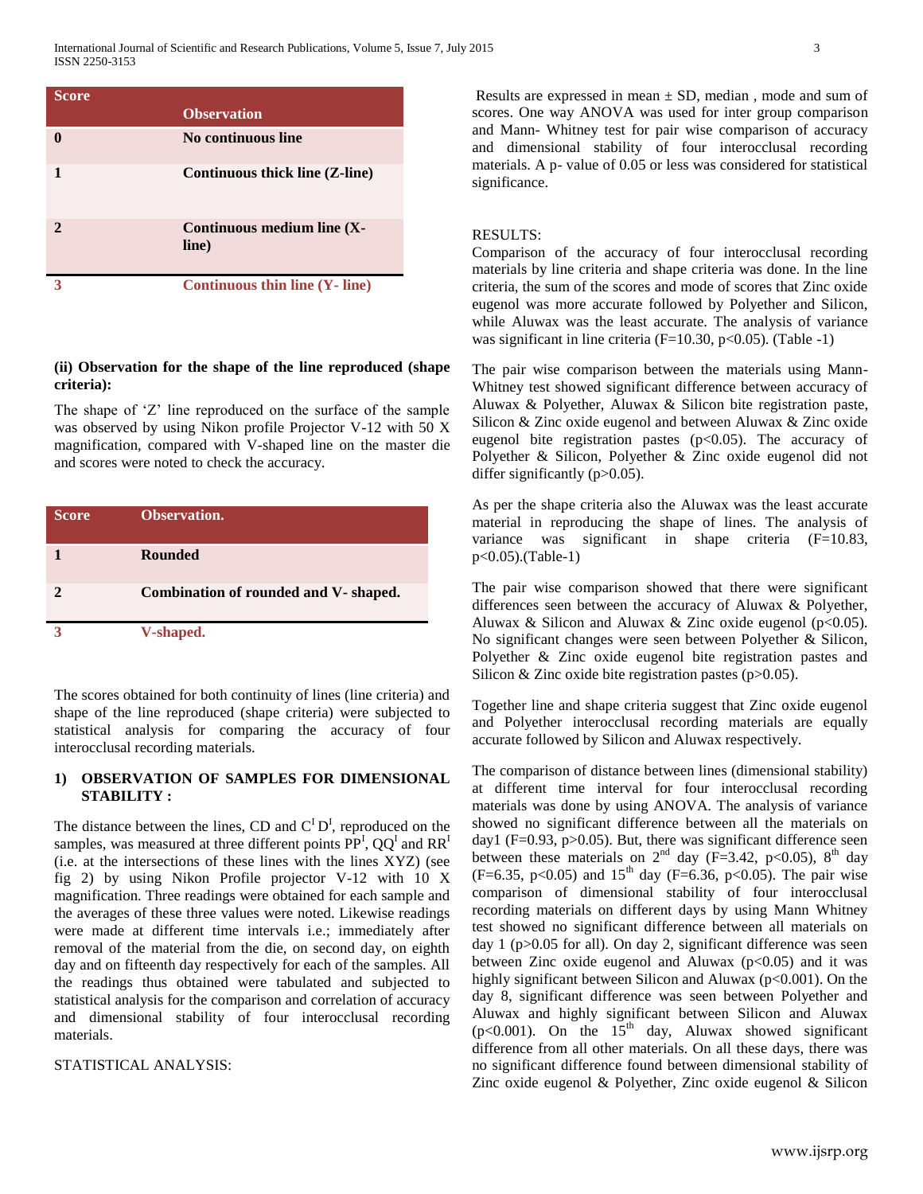| Score | Observation |
|---|---|
| 0 | No continuous line |
| 1 | Continuous thick line (Z-line) |
| 2 | Continuous medium line (X-line) |
| 3 | Continuous thin line (Y- line) |

**(ii) Observation for the shape of the line reproduced (shape criteria):**

The shape of 'Z' line reproduced on the surface of the sample was observed by using Nikon profile Projector V-12 with 50 X magnification, compared with V-shaped line on the master die and scores were noted to check the accuracy.

| Score | Observation. |
|---|---|
| 1 | Rounded |
| 2 | Combination of rounded and V- shaped. |
| 3 | V-shaped. |

The scores obtained for both continuity of lines (line criteria) and shape of the line reproduced (shape criteria) were subjected to statistical analysis for comparing the accuracy of four interocclusal recording materials.

**1) OBSERVATION OF SAMPLES FOR DIMENSIONAL STABILITY :**

The distance between the lines, CD and $C^I D^I$, reproduced on the samples, was measured at three different points $PP^I$, $QQ^I$ and $RR^I$ (i.e. at the intersections of these lines with the lines XYZ) (see fig 2) by using Nikon Profile projector V-12 with 10 X magnification. Three readings were obtained for each sample and the averages of these three values were noted. Likewise readings were made at different time intervals i.e.; immediately after removal of the material from the die, on second day, on eighth day and on fifteenth day respectively for each of the samples. All the readings thus obtained were tabulated and subjected to statistical analysis for the comparison and correlation of accuracy and dimensional stability of four interocclusal recording materials.

STATISTICAL ANALYSIS:

Results are expressed in mean ± SD, median , mode and sum of scores. One way ANOVA was used for inter group comparison and Mann- Whitney test for pair wise comparison of accuracy and dimensional stability of four interocclusal recording materials. A p- value of 0.05 or less was considered for statistical significance.

RESULTS:

Comparison of the accuracy of four interocclusal recording materials by line criteria and shape criteria was done. In the line criteria, the sum of the scores and mode of scores that Zinc oxide eugenol was more accurate followed by Polyether and Silicon, while Aluwax was the least accurate. The analysis of variance was significant in line criteria ($F=10.30$, $p<0.05$). (Table -1)

The pair wise comparison between the materials using Mann-Whitney test showed significant difference between accuracy of Aluwax & Polyether, Aluwax & Silicon bite registration paste, Silicon & Zinc oxide eugenol and between Aluwax & Zinc oxide eugenol bite registration pastes ($p<0.05$). The accuracy of Polyether & Silicon, Polyether & Zinc oxide eugenol did not differ significantly ($p>0.05$).

As per the shape criteria also the Aluwax was the least accurate material in reproducing the shape of lines. The analysis of variance was significant in shape criteria ($F=10.83$, $p<0.05$).(Table-1)

The pair wise comparison showed that there were significant differences seen between the accuracy of Aluwax & Polyether, Aluwax & Silicon and Aluwax & Zinc oxide eugenol ($p<0.05$). No significant changes were seen between Polyether & Silicon, Polyether & Zinc oxide eugenol bite registration pastes and Silicon & Zinc oxide bite registration pastes ($p>0.05$).

Together line and shape criteria suggest that Zinc oxide eugenol and Polyether interocclusal recording materials are equally accurate followed by Silicon and Aluwax respectively.

The comparison of distance between lines (dimensional stability) at different time interval for four interocclusal recording materials was done by using ANOVA. The analysis of variance showed no significant difference between all the materials on day1 ($F=0.93$, $p>0.05$). But, there was significant difference seen between these materials on 2nd day ($F=3.42$, $p<0.05$), 8th day ($F=6.35$, $p<0.05$) and 15th day ($F=6.36$, $p<0.05$). The pair wise comparison of dimensional stability of four interocclusal recording materials on different days by using Mann Whitney test showed no significant difference between all materials on day 1 ($p>0.05$ for all). On day 2, significant difference was seen between Zinc oxide eugenol and Aluwax ($p<0.05$) and it was highly significant between Silicon and Aluwax ($p<0.001$). On the day 8, significant difference was seen between Polyether and Aluwax and highly significant between Silicon and Aluwax ($p<0.001$). On the 15th day, Aluwax showed significant difference from all other materials. On all these days, there was no significant difference found between dimensional stability of Zinc oxide eugenol & Polyether, Zinc oxide eugenol & Silicon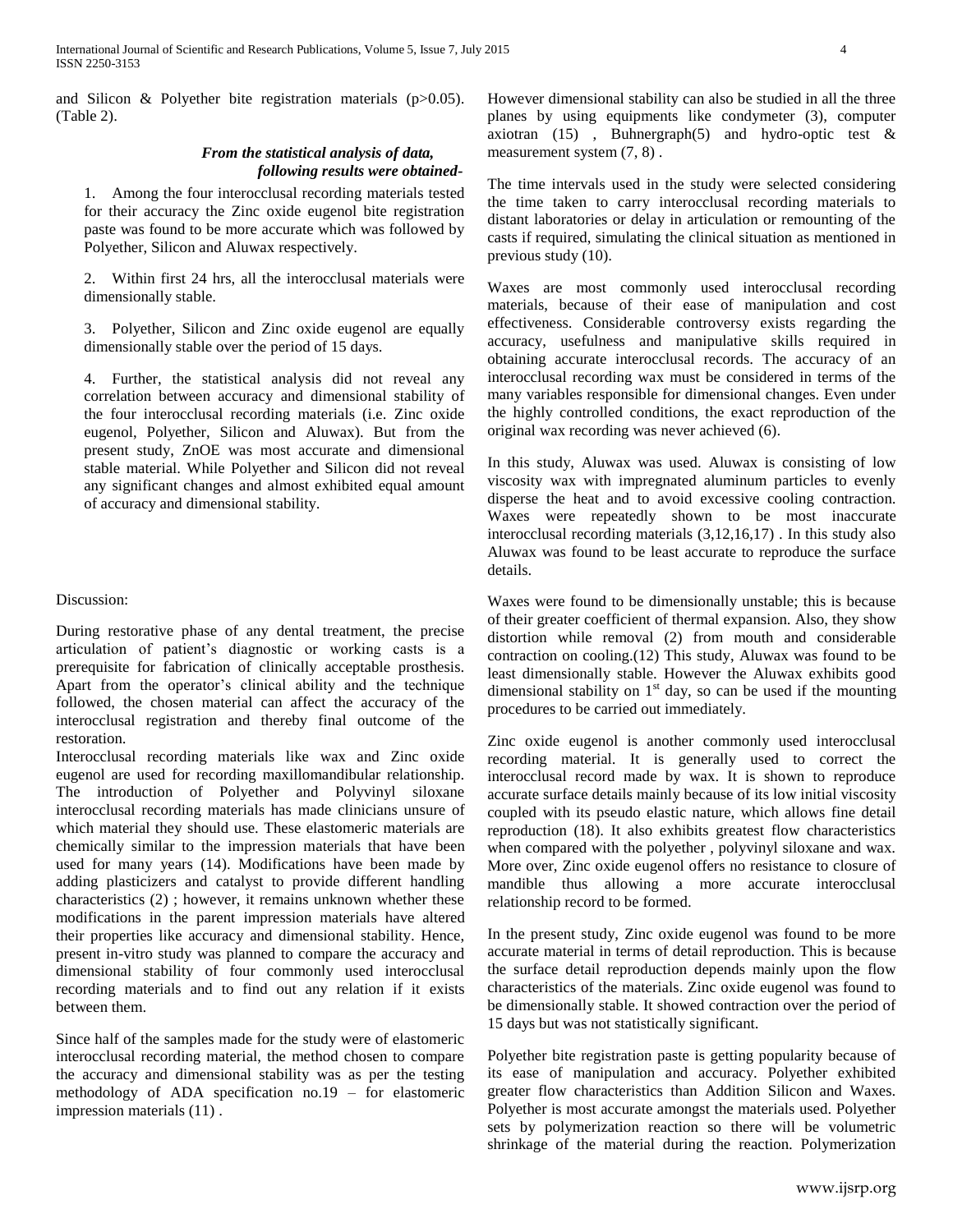and Silicon & Polyether bite registration materials ($p>0.05$). (Table 2).

***From the statistical analysis of data, following results were obtained-***

1. Among the four interocclusal recording materials tested for their accuracy the Zinc oxide eugenol bite registration paste was found to be more accurate which was followed by Polyether, Silicon and Aluwax respectively.

2. Within first 24 hrs, all the interocclusal materials were dimensionally stable.

3. Polyether, Silicon and Zinc oxide eugenol are equally dimensionally stable over the period of 15 days.

4. Further, the statistical analysis did not reveal any correlation between accuracy and dimensional stability of the four interocclusal recording materials (i.e. Zinc oxide eugenol, Polyether, Silicon and Aluwax). But from the present study, ZnOE was most accurate and dimensional stable material. While Polyether and Silicon did not reveal any significant changes and almost exhibited equal amount of accuracy and dimensional stability.

Discussion:

During restorative phase of any dental treatment, the precise articulation of patient's diagnostic or working casts is a prerequisite for fabrication of clinically acceptable prosthesis. Apart from the operator's clinical ability and the technique followed, the chosen material can affect the accuracy of the interocclusal registration and thereby final outcome of the restoration.

Interocclusal recording materials like wax and Zinc oxide eugenol are used for recording maxillomandibular relationship. The introduction of Polyether and Polyvinyl siloxane interocclusal recording materials has made clinicians unsure of which material they should use. These elastomeric materials are chemically similar to the impression materials that have been used for many years (14). Modifications have been made by adding plasticizers and catalyst to provide different handling characteristics (2) ; however, it remains unknown whether these modifications in the parent impression materials have altered their properties like accuracy and dimensional stability. Hence, present in-vitro study was planned to compare the accuracy and dimensional stability of four commonly used interocclusal recording materials and to find out any relation if it exists between them.

Since half of the samples made for the study were of elastomeric interocclusal recording material, the method chosen to compare the accuracy and dimensional stability was as per the testing methodology of ADA specification no.19 – for elastomeric impression materials (11) .

However dimensional stability can also be studied in all the three planes by using equipments like condymeter (3), computer axiotran (15) , Buhnergraph(5) and hydro-optic test & measurement system (7, 8) .

The time intervals used in the study were selected considering the time taken to carry interocclusal recording materials to distant laboratories or delay in articulation or remounting of the casts if required, simulating the clinical situation as mentioned in previous study (10).

Waxes are most commonly used interocclusal recording materials, because of their ease of manipulation and cost effectiveness. Considerable controversy exists regarding the accuracy, usefulness and manipulative skills required in obtaining accurate interocclusal records. The accuracy of an interocclusal recording wax must be considered in terms of the many variables responsible for dimensional changes. Even under the highly controlled conditions, the exact reproduction of the original wax recording was never achieved (6).

In this study, Aluwax was used. Aluwax is consisting of low viscosity wax with impregnated aluminum particles to evenly disperse the heat and to avoid excessive cooling contraction. Waxes were repeatedly shown to be most inaccurate interocclusal recording materials (3,12,16,17) . In this study also Aluwax was found to be least accurate to reproduce the surface details.

Waxes were found to be dimensionally unstable; this is because of their greater coefficient of thermal expansion. Also, they show distortion while removal (2) from mouth and considerable contraction on cooling.(12) This study, Aluwax was found to be least dimensionally stable. However the Aluwax exhibits good dimensional stability on 1st day, so can be used if the mounting procedures to be carried out immediately.

Zinc oxide eugenol is another commonly used interocclusal recording material. It is generally used to correct the interocclusal record made by wax. It is shown to reproduce accurate surface details mainly because of its low initial viscosity coupled with its pseudo elastic nature, which allows fine detail reproduction (18). It also exhibits greatest flow characteristics when compared with the polyether , polyvinyl siloxane and wax. More over, Zinc oxide eugenol offers no resistance to closure of mandible thus allowing a more accurate interocclusal relationship record to be formed.

In the present study, Zinc oxide eugenol was found to be more accurate material in terms of detail reproduction. This is because the surface detail reproduction depends mainly upon the flow characteristics of the materials. Zinc oxide eugenol was found to be dimensionally stable. It showed contraction over the period of 15 days but was not statistically significant.

Polyether bite registration paste is getting popularity because of its ease of manipulation and accuracy. Polyether exhibited greater flow characteristics than Addition Silicon and Waxes. Polyether is most accurate amongst the materials used. Polyether sets by polymerization reaction so there will be volumetric shrinkage of the material during the reaction. Polymerization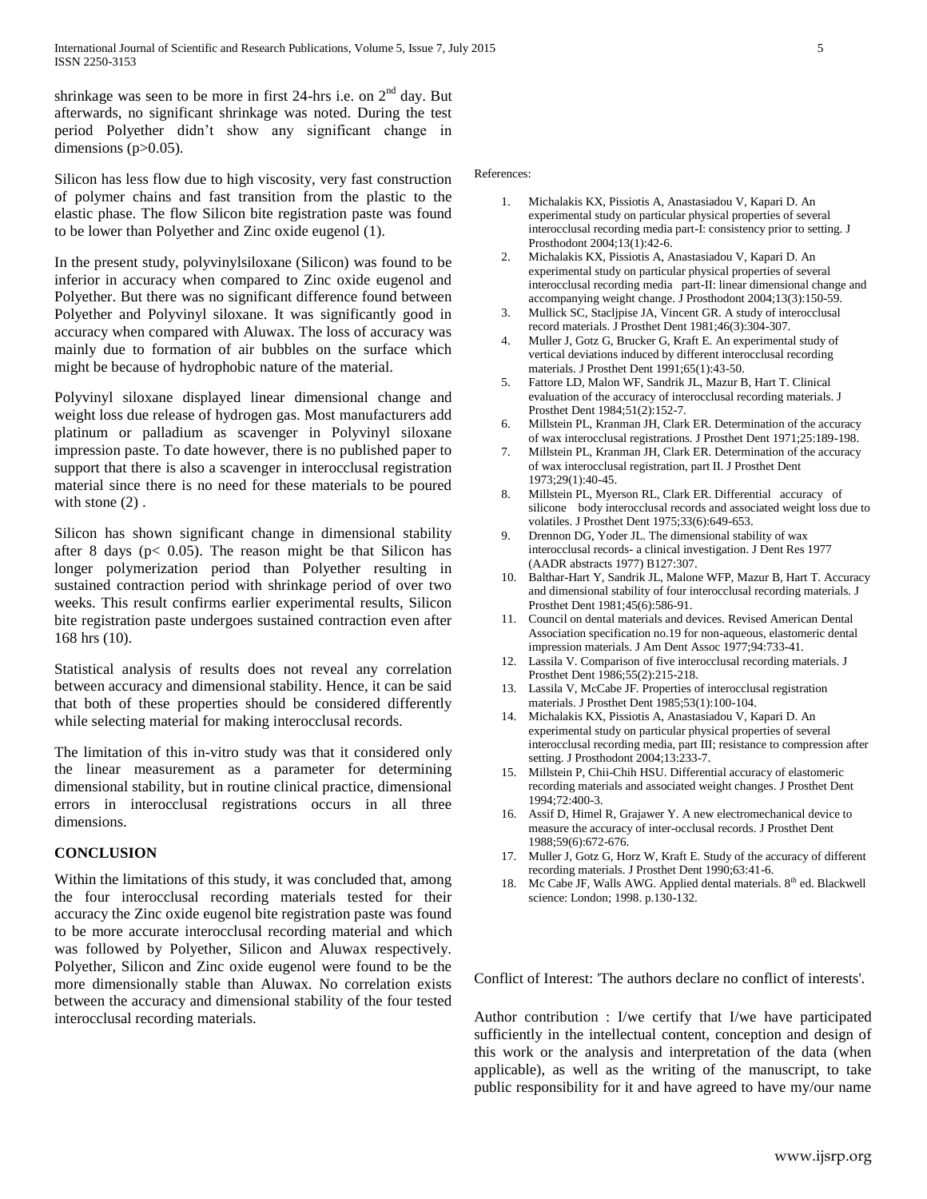shrinkage was seen to be more in first 24-hrs i.e. on 2nd day. But afterwards, no significant shrinkage was noted. During the test period Polyether didn't show any significant change in dimensions ($p>0.05$).

Silicon has less flow due to high viscosity, very fast construction of polymer chains and fast transition from the plastic to the elastic phase. The flow Silicon bite registration paste was found to be lower than Polyether and Zinc oxide eugenol (1).

In the present study, polyvinylsiloxane (Silicon) was found to be inferior in accuracy when compared to Zinc oxide eugenol and Polyether. But there was no significant difference found between Polyether and Polyvinyl siloxane. It was significantly good in accuracy when compared with Aluwax. The loss of accuracy was mainly due to formation of air bubbles on the surface which might be because of hydrophobic nature of the material.

Polyvinyl siloxane displayed linear dimensional change and weight loss due release of hydrogen gas. Most manufacturers add platinum or palladium as scavenger in Polyvinyl siloxane impression paste. To date however, there is no published paper to support that there is also a scavenger in interocclusal registration material since there is no need for these materials to be poured with stone (2) .

Silicon has shown significant change in dimensional stability after 8 days ($p< 0.05$). The reason might be that Silicon has longer polymerization period than Polyether resulting in sustained contraction period with shrinkage period of over two weeks. This result confirms earlier experimental results, Silicon bite registration paste undergoes sustained contraction even after 168 hrs (10).

Statistical analysis of results does not reveal any correlation between accuracy and dimensional stability. Hence, it can be said that both of these properties should be considered differently while selecting material for making interocclusal records.

The limitation of this in-vitro study was that it considered only the linear measurement as a parameter for determining dimensional stability, but in routine clinical practice, dimensional errors in interocclusal registrations occurs in all three dimensions.

## CONCLUSION

Within the limitations of this study, it was concluded that, among the four interocclusal recording materials tested for their accuracy the Zinc oxide eugenol bite registration paste was found to be more accurate interocclusal recording material and which was followed by Polyether, Silicon and Aluwax respectively. Polyether, Silicon and Zinc oxide eugenol were found to be the more dimensionally stable than Aluwax. No correlation exists between the accuracy and dimensional stability of the four tested interocclusal recording materials.

References:

1. Michalakis KX, Pissiotis A, Anastasiadou V, Kapari D. An experimental study on particular physical properties of several interocclusal recording media part-I: consistency prior to setting. J Prosthodont 2004;13(1):42-6.
2. Michalakis KX, Pissiotis A, Anastasiadou V, Kapari D. An experimental study on particular physical properties of several interocclusal recording media part-II: linear dimensional change and accompanying weight change. J Prosthodont 2004;13(3):150-59.
3. Mullick SC, Stacljpise JA, Vincent GR. A study of interocclusal record materials. J Prosthet Dent 1981;46(3):304-307.
4. Muller J, Gotz G, Brucker G, Kraft E. An experimental study of vertical deviations induced by different interocclusal recording materials. J Prosthet Dent 1991;65(1):43-50.
5. Fattore LD, Malon WF, Sandrik JL, Mazur B, Hart T. Clinical evaluation of the accuracy of interocclusal recording materials. J Prosthet Dent 1984;51(2):152-7.
6. Millstein PL, Kranman JH, Clark ER. Determination of the accuracy of wax interocclusal registrations. J Prosthet Dent 1971;25:189-198.
7. Millstein PL, Kranman JH, Clark ER. Determination of the accuracy of wax interocclusal registration, part II. J Prosthet Dent 1973;29(1):40-45.
8. Millstein PL, Myerson RL, Clark ER. Differential accuracy of silicone body interocclusal records and associated weight loss due to volatiles. J Prosthet Dent 1975;33(6):649-653.
9. Drennon DG, Yoder JL. The dimensional stability of wax interocclusal records- a clinical investigation. J Dent Res 1977 (AADR abstracts 1977) B127:307.
10. Balthar-Hart Y, Sandrik JL, Malone WFP, Mazur B, Hart T. Accuracy and dimensional stability of four interocclusal recording materials. J Prosthet Dent 1981;45(6):586-91.
11. Council on dental materials and devices. Revised American Dental Association specification no.19 for non-aqueous, elastomeric dental impression materials. J Am Dent Assoc 1977;94:733-41.
12. Lassila V. Comparison of five interocclusal recording materials. J Prosthet Dent 1986;55(2):215-218.
13. Lassila V, McCabe JF. Properties of interocclusal registration materials. J Prosthet Dent 1985;53(1):100-104.
14. Michalakis KX, Pissiotis A, Anastasiadou V, Kapari D. An experimental study on particular physical properties of several interocclusal recording media, part III; resistance to compression after setting. J Prosthodont 2004;13:233-7.
15. Millstein P, Chii-Chih HSU. Differential accuracy of elastomeric recording materials and associated weight changes. J Prosthet Dent 1994;72:400-3.
16. Assif D, Himel R, Grajawer Y. A new electromechanical device to measure the accuracy of inter-occlusal records. J Prosthet Dent 1988;59(6):672-676.
17. Muller J, Gotz G, Horz W, Kraft E. Study of the accuracy of different recording materials. J Prosthet Dent 1990;63:41-6.
18. Mc Cabe JF, Walls AWG. Applied dental materials. 8th ed. Blackwell science: London; 1998. p.130-132.

Conflict of Interest: 'The authors declare no conflict of interests'.

Author contribution : I/we certify that I/we have participated sufficiently in the intellectual content, conception and design of this work or the analysis and interpretation of the data (when applicable), as well as the writing of the manuscript, to take public responsibility for it and have agreed to have my/our name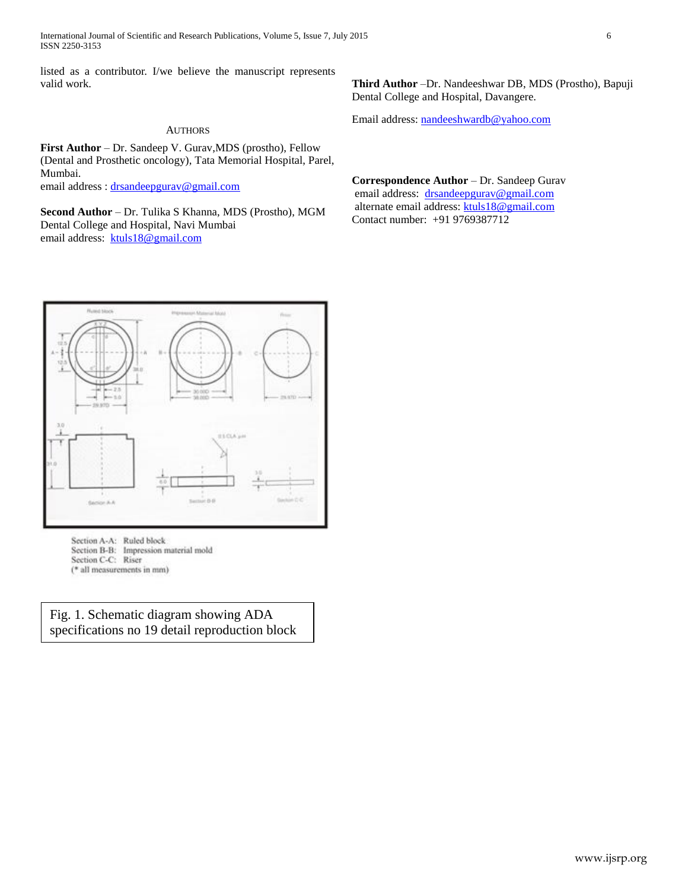listed as a contributor. I/we believe the manuscript represents valid work.

AUTHORS

**First Author** – Dr. Sandeep V. Gurav,MDS (prostho), Fellow (Dental and Prosthetic oncology), Tata Memorial Hospital, Parel, Mumbai.
email address : drsandeepgurav@gmail.com

**Second Author** – Dr. Tulika S Khanna, MDS (Prostho), MGM Dental College and Hospital, Navi Mumbai
email address: ktuls18@gmail.com

**Third Author** –Dr. Nandeeshwar DB, MDS (Prostho), Bapuji Dental College and Hospital, Davangere.

Email address: nandeeshwardb@yahoo.com

**Correspondence Author** – Dr. Sandeep Gurav
email address: drsandeepgurav@gmail.com
alternate email address: ktuls18@gmail.com
Contact number: +91 9769387712

Section A-A: Ruled block
Section B-B: Impression material mold
Section C-C: Riser
(* all measurements in mm)

Fig. 1. Schematic diagram showing ADA specifications no 19 detail reproduction block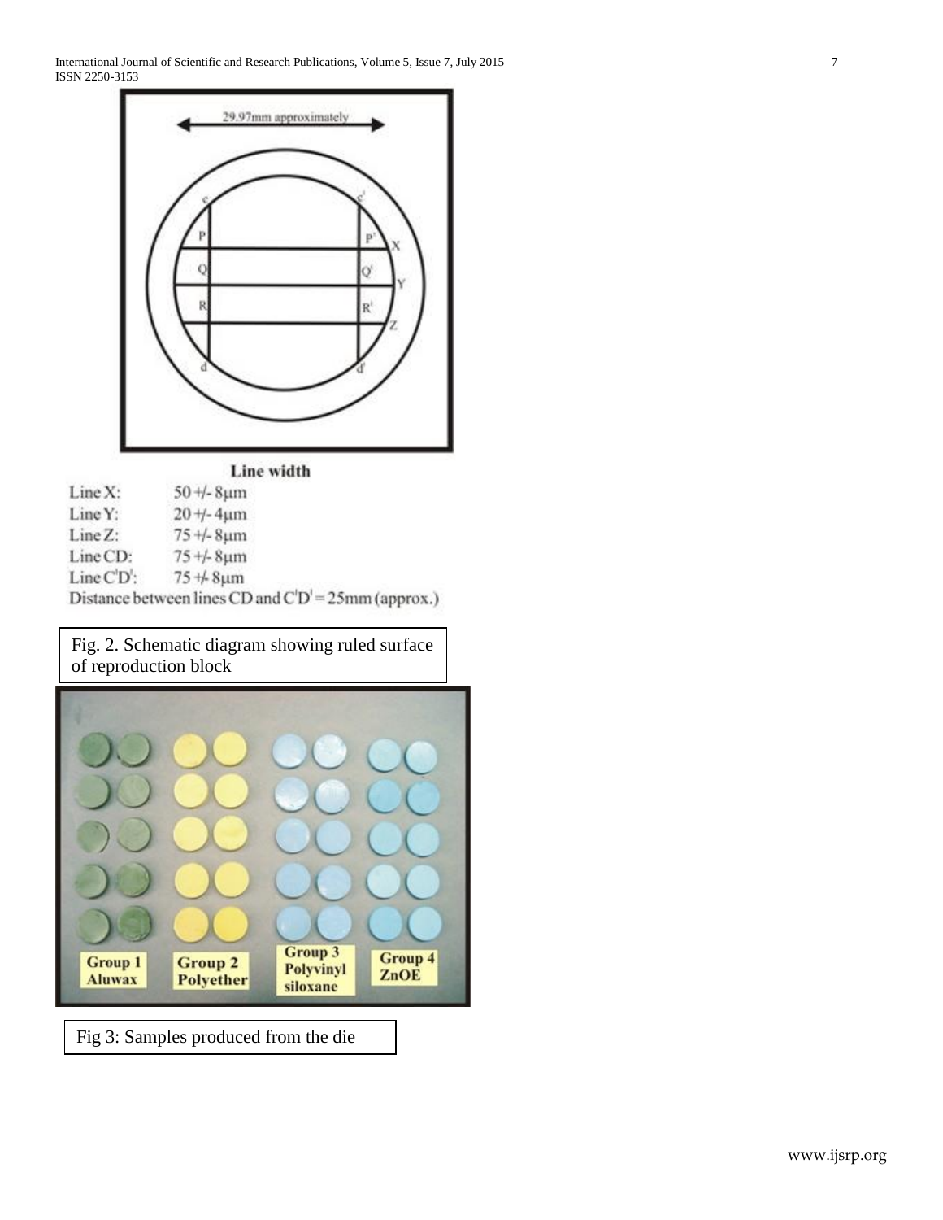Line width

Line X: 50 +/- 8μm

Line Y: 20 +/- 4μm

Line Z: 75 +/- 8μm

Line CD: 75 +/- 8μm

Line C'D': 75 +/- 8μm

Distance between lines CD and C'D' = 25mm (approx.)

Fig. 2. Schematic diagram showing ruled surface of reproduction block

Fig 3: Samples produced from the die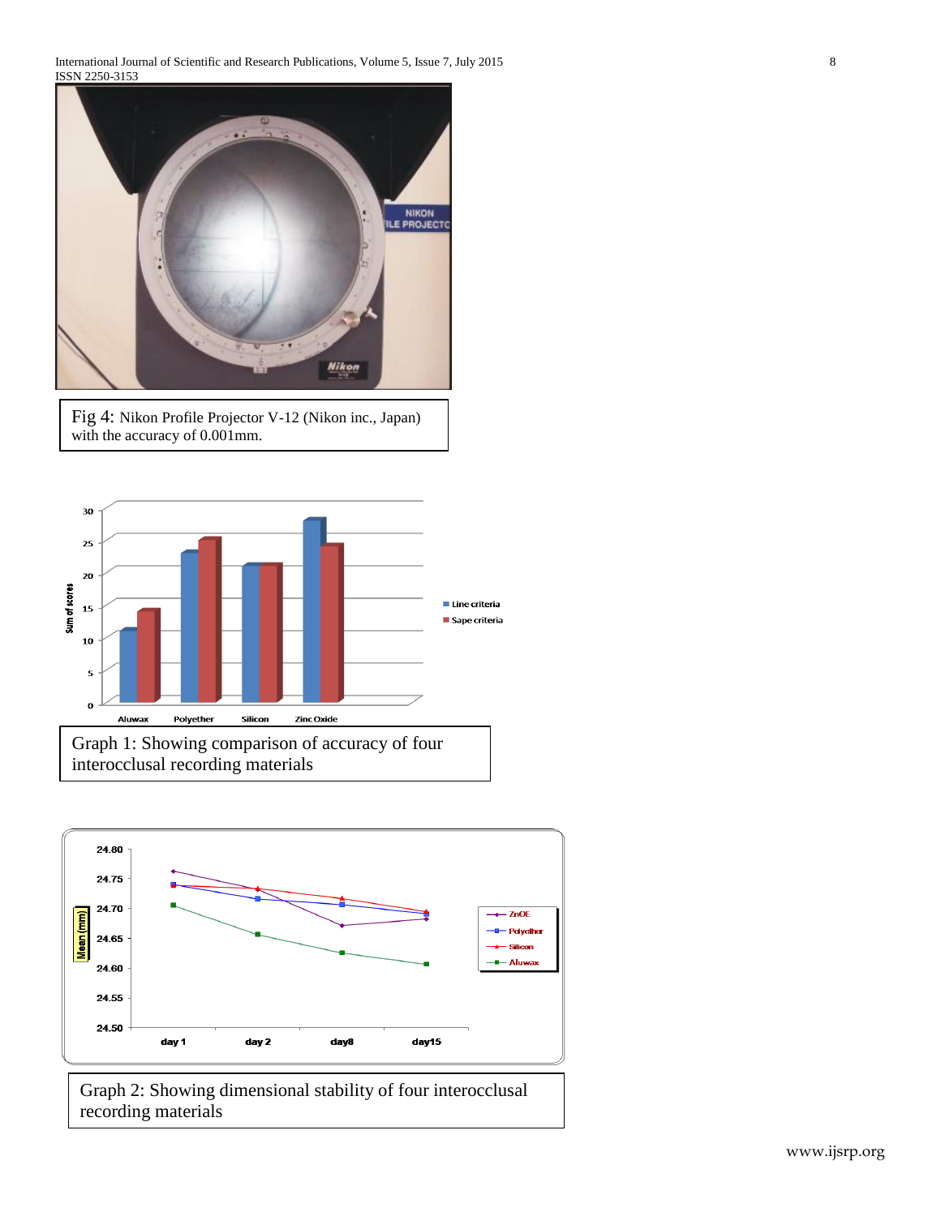Fig 4: Nikon Profile Projector V-12 (Nikon inc., Japan) with the accuracy of 0.001mm.

Graph 1: Showing comparison of accuracy of four interocclusal recording materials

Graph 2: Showing dimensional stability of four interocclusal recording materials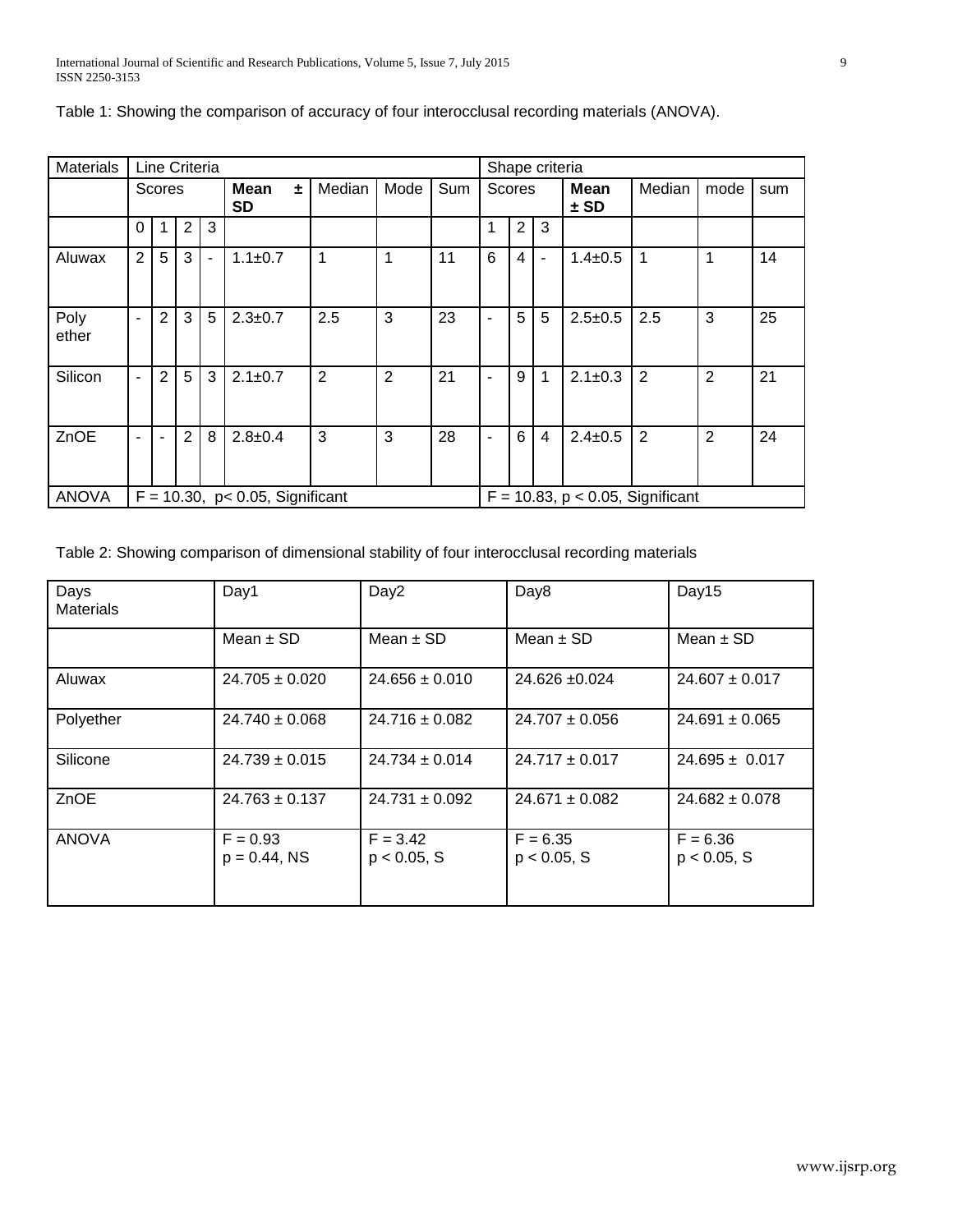Table 1: Showing the comparison of accuracy of four interocclusal recording materials (ANOVA).

| Materials | Line Criteria | | | | | | | | Shape criteria | | | | | | |
|---|---|---|---|---|---|---|---|---|---|---|---|---|---|---|---|
| | Scores | | | | **Mean ± SD** | Median | Mode | Sum | Scores | | | **Mean ± SD** | Median | mode | sum |
| | 0 | 1 | 2 | 3 | | | | | 1 | 2 | 3 | | | | |
| Aluwax | 2 | 5 | 3 | - | 1.1±0.7 | 1 | 1 | 11 | 6 | 4 | - | 1.4±0.5 | 1 | 1 | 14 |
| Poly ether | - | 2 | 3 | 5 | 2.3±0.7 | 2.5 | 3 | 23 | - | 5 | 5 | 2.5±0.5 | 2.5 | 3 | 25 |
| Silicon | - | 2 | 5 | 3 | 2.1±0.7 | 2 | 2 | 21 | - | 9 | 1 | 2.1±0.3 | 2 | 2 | 21 |
| ZnOE | - | - | 2 | 8 | 2.8±0.4 | 3 | 3 | 28 | - | 6 | 4 | 2.4±0.5 | 2 | 2 | 24 |
| ANOVA | F = 10.30, p< 0.05, Significant | | | | | | | | F = 10.83, p < 0.05, Significant | | | | | | |

Table 2: Showing comparison of dimensional stability of four interocclusal recording materials

| Days Materials | Day1 | Day2 | Day8 | Day15 |
|---|---|---|---|---|
| | Mean ± SD | Mean ± SD | Mean ± SD | Mean ± SD |
| Aluwax | 24.705 ± 0.020 | 24.656 ± 0.010 | 24.626 ±0.024 | 24.607 ± 0.017 |
| Polyether | 24.740 ± 0.068 | 24.716 ± 0.082 | 24.707 ± 0.056 | 24.691 ± 0.065 |
| Silicone | 24.739 ± 0.015 | 24.734 ± 0.014 | 24.717 ± 0.017 | 24.695 ± 0.017 |
| ZnOE | 24.763 ± 0.137 | 24.731 ± 0.092 | 24.671 ± 0.082 | 24.682 ± 0.078 |
| ANOVA | F = 0.93 p = 0.44, NS | F = 3.42 p < 0.05, S | F = 6.35 p < 0.05, S | F = 6.36 p < 0.05, S |